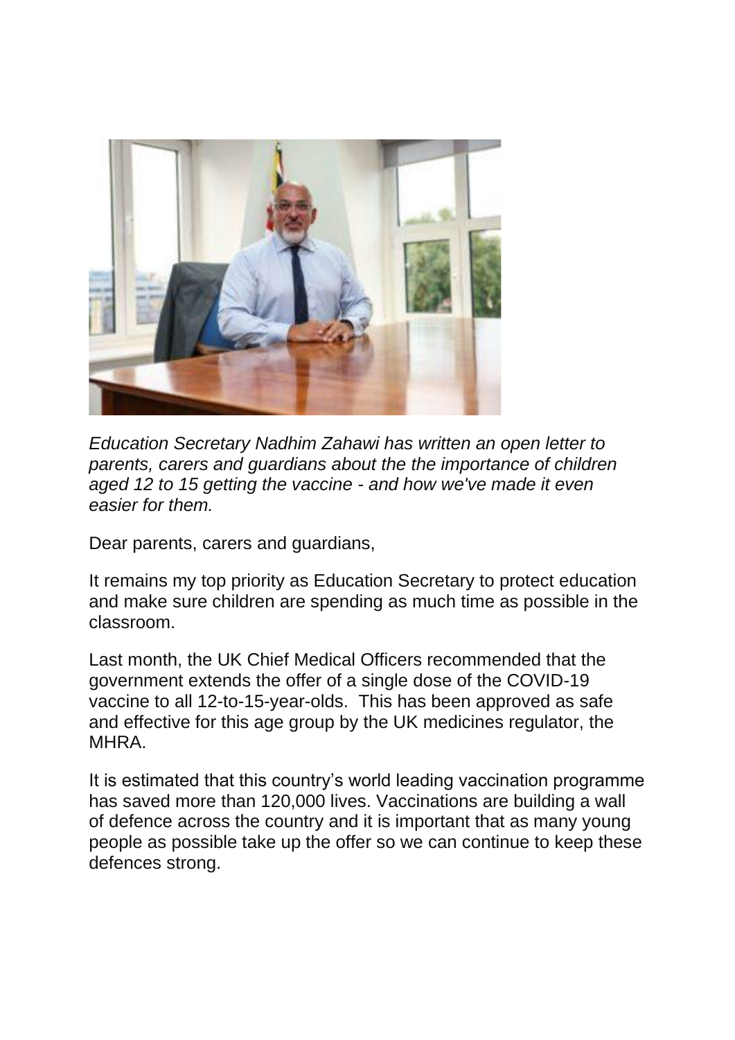*Education Secretary Nadhim Zahawi has written an open letter to parents, carers and guardians about the the importance of children aged 12 to 15 getting the vaccine - and how we've made it even easier for them.*

Dear parents, carers and guardians,

It remains my top priority as Education Secretary to protect education and make sure children are spending as much time as possible in the classroom.

Last month, the UK Chief Medical Officers recommended that the government extends the offer of a single dose of the COVID-19 vaccine to all 12-to-15-year-olds. This has been approved as safe and effective for this age group by the UK medicines regulator, the MHRA.

It is estimated that this country's world leading vaccination programme has saved more than 120,000 lives. Vaccinations are building a wall of defence across the country and it is important that as many young people as possible take up the offer so we can continue to keep these defences strong.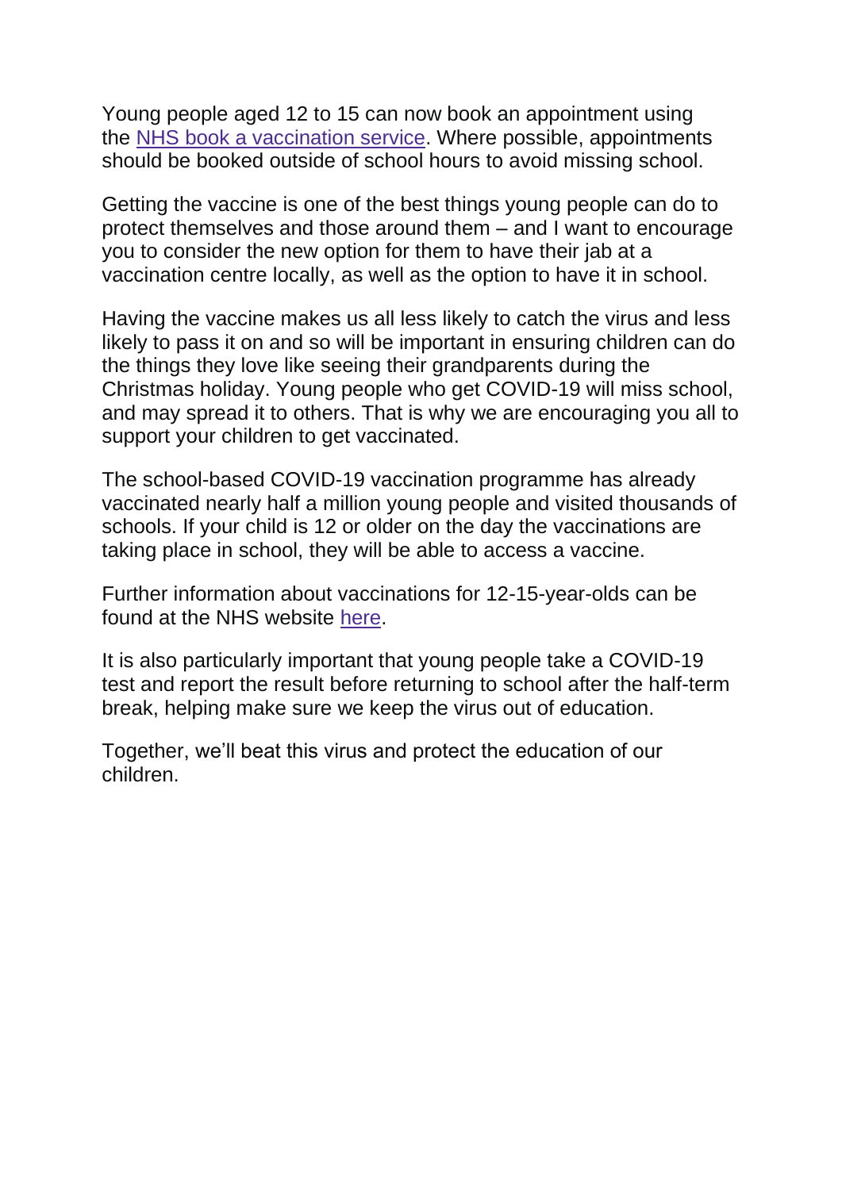Young people aged 12 to 15 can now book an appointment using the NHS book a vaccination service. Where possible, appointments should be booked outside of school hours to avoid missing school.

Getting the vaccine is one of the best things young people can do to protect themselves and those around them – and I want to encourage you to consider the new option for them to have their jab at a vaccination centre locally, as well as the option to have it in school.

Having the vaccine makes us all less likely to catch the virus and less likely to pass it on and so will be important in ensuring children can do the things they love like seeing their grandparents during the Christmas holiday. Young people who get COVID-19 will miss school, and may spread it to others. That is why we are encouraging you all to support your children to get vaccinated.

The school-based COVID-19 vaccination programme has already vaccinated nearly half a million young people and visited thousands of schools. If your child is 12 or older on the day the vaccinations are taking place in school, they will be able to access a vaccine.

Further information about vaccinations for 12-15-year-olds can be found at the NHS website here.

It is also particularly important that young people take a COVID-19 test and report the result before returning to school after the half-term break, helping make sure we keep the virus out of education.

Together, we'll beat this virus and protect the education of our children.